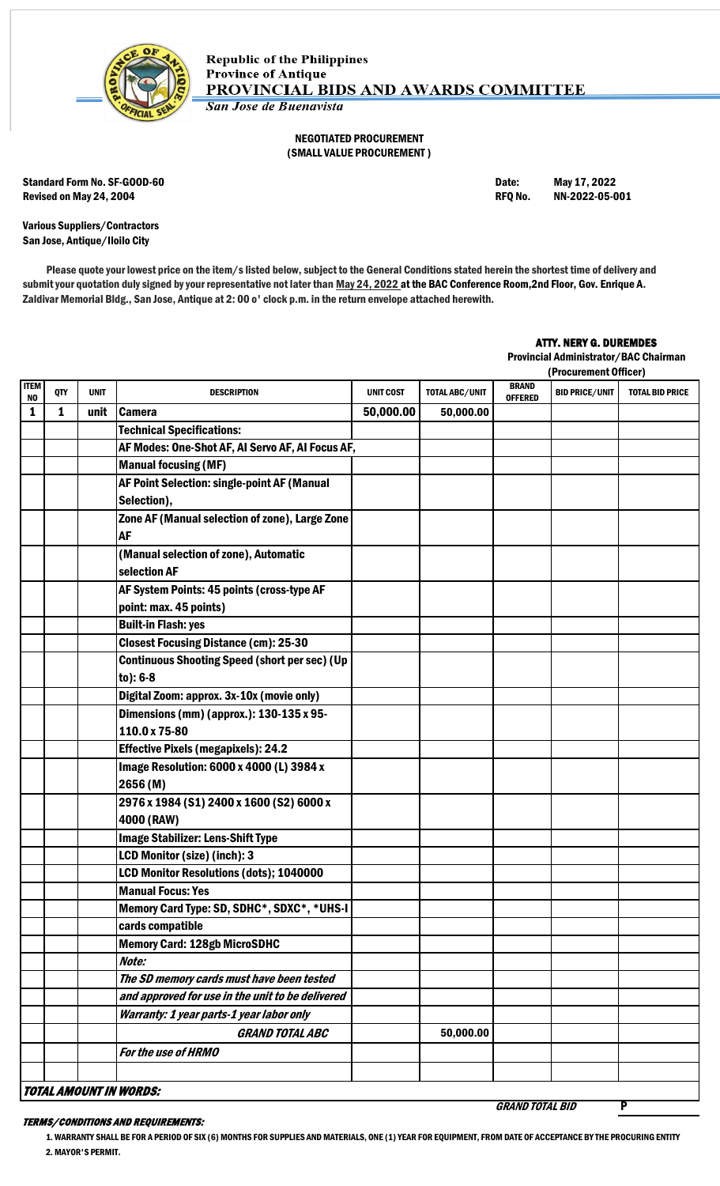Republic of the Philippines
Province of Antique
**PROVINCIAL BIDS AND AWARDS COMMITTEE**
*San Jose de Buenavista*

**NEGOTIATED PROCUREMENT**
**(SMALL VALUE PROCUREMENT )**

Standard Form No. SF-GOOD-60
Revised on May 24, 2004

Date: May 17, 2022
RFQ No. NN-2022-05-001

Various Suppliers/Contractors
San Jose, Antique/Iloilo City

Please quote your lowest price on the item/s listed below, subject to the General Conditions stated herein the shortest time of delivery and submit your quotation duly signed by your representative not later than May 24, 2022 at the BAC Conference Room,2nd Floor, Gov. Enrique A. Zaldivar Memorial Bldg., San Jose, Antique at 2: 00 o' clock p.m. in the return envelope attached herewith.

**ATTY. NERY G. DUREMDES**
Provincial Administrator/BAC Chairman
(Procurement Officer)

| ITEM NO | QTY | UNIT | DESCRIPTION | UNIT COST | TOTAL ABC/UNIT | BRAND OFFERED | BID PRICE/UNIT | TOTAL BID PRICE |
|---|---|---|---|---|---|---|---|---|
| 1 | 1 | unit | Camera | 50,000.00 | 50,000.00 | | | |
| | | | Technical Specifications: | | | | | |
| | | | AF Modes: One-Shot AF, AI Servo AF, AI Focus AF, | | | | | |
| | | | Manual focusing (MF) | | | | | |
| | | | AF Point Selection: single-point AF (Manual Selection), | | | | | |
| | | | Zone AF (Manual selection of zone), Large Zone AF | | | | | |
| | | | (Manual selection of zone), Automatic selection AF | | | | | |
| | | | AF System Points: 45 points (cross-type AF point: max. 45 points) | | | | | |
| | | | Built-in Flash: yes | | | | | |
| | | | Closest Focusing Distance (cm): 25-30 | | | | | |
| | | | Continuous Shooting Speed (short per sec) (Up to): 6-8 | | | | | |
| | | | Digital Zoom: approx. 3x-10x (movie only) | | | | | |
| | | | Dimensions (mm) (approx.): 130-135 x 95-110.0 x 75-80 | | | | | |
| | | | Effective Pixels (megapixels): 24.2 | | | | | |
| | | | Image Resolution: 6000 x 4000 (L) 3984 x 2656 (M) | | | | | |
| | | | 2976 x 1984 (S1) 2400 x 1600 (S2) 6000 x 4000 (RAW) | | | | | |
| | | | Image Stabilizer: Lens-Shift Type | | | | | |
| | | | LCD Monitor (size) (inch): 3 | | | | | |
| | | | LCD Monitor Resolutions (dots); 1040000 | | | | | |
| | | | Manual Focus: Yes | | | | | |
| | | | Memory Card Type: SD, SDHC*, SDXC*, *UHS-I | | | | | |
| | | | cards compatible | | | | | |
| | | | Memory Card: 128gb MicroSDHC | | | | | |
| | | | *Note:* | | | | | |
| | | | *The SD memory cards must have been tested* | | | | | |
| | | | *and approved for use in the unit to be delivered* | | | | | |
| | | | *Warranty: 1 year parts-1 year labor only* | | | | | |
| | | | *GRAND TOTAL ABC* | | 50,000.00 | | | |
| | | | *For the use of HRMO* | | | | | |
| | | | | | | | | |

***TOTAL AMOUNT IN WORDS:***

*GRAND TOTAL BID* P

***TERMS/CONDITIONS AND REQUIREMENTS:***

1. WARRANTY SHALL BE FOR A PERIOD OF SIX (6) MONTHS FOR SUPPLIES AND MATERIALS, ONE (1) YEAR FOR EQUIPMENT, FROM DATE OF ACCEPTANCE BY THE PROCURING ENTITY
2. MAYOR'S PERMIT.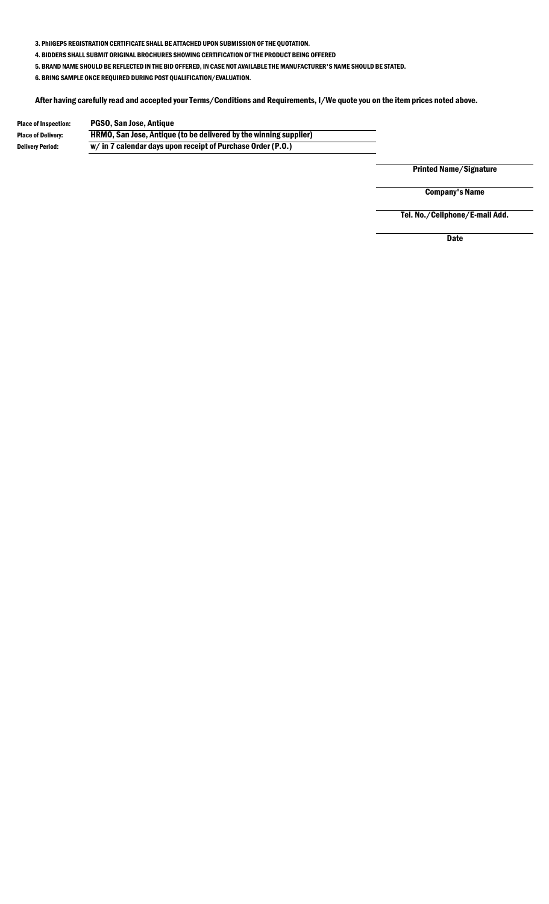3. PhilGEPS REGISTRATION CERTIFICATE SHALL BE ATTACHED UPON SUBMISSION OF THE QUOTATION.

4. BIDDERS SHALL SUBMIT ORIGINAL BROCHURES SHOWING CERTIFICATION OF THE PRODUCT BEING OFFERED

5. BRAND NAME SHOULD BE REFLECTED IN THE BID OFFERED, IN CASE NOT AVAILABLE THE MANUFACTURER'S NAME SHOULD BE STATED.

6. BRING SAMPLE ONCE REQUIRED DURING POST QUALIFICATION/EVALUATION.

**After having carefully read and accepted your Terms/Conditions and Requirements, I/We quote you on the item prices noted above.**

| | |
|---|---|
| Place of Inspection: | **PGSO, San Jose, Antique** |
| Place of Delivery: | **HRMO, San Jose, Antique (to be delivered by the winning supplier)** |
| Delivery Period: | **w/ in 7 calendar days upon receipt of Purchase Order (P.O.)** |

______________________________
**Printed Name/Signature**

______________________________
**Company's Name**

______________________________
**Tel. No./Cellphone/E-mail Add.**

______________________________
**Date**